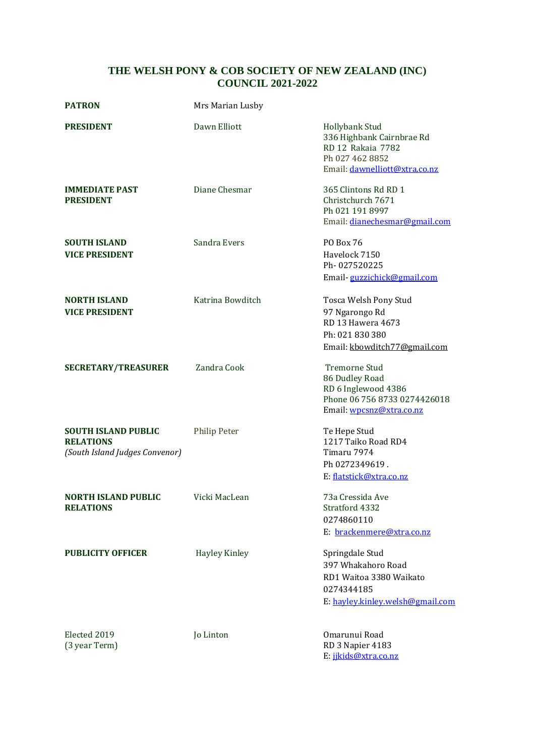# THE WELSH PONY & COB SOCIETY OF NEW ZEALAND (INC)
## COUNCIL 2021-2022

| | | |
|---|---|---|
| **PATRON** | Mrs Marian Lusby | |
| **PRESIDENT** | Dawn Elliott | Hollybank Stud<br>336 Highbank Cairnbrae Rd<br>RD 12 Rakaia 7782<br>Ph 027 462 8852<br>Email: dawnelliott@xtra.co.nz |
| **IMMEDIATE PAST PRESIDENT** | Diane Chesmar | 365 Clintons Rd RD 1<br>Christchurch 7671<br>Ph 021 191 8997<br>Email: dianechesmar@gmail.com |
| **SOUTH ISLAND VICE PRESIDENT** | Sandra Evers | PO Box 76<br>Havelock 7150<br>Ph- 027520225<br>Email- guzzichick@gmail.com |
| **NORTH ISLAND VICE PRESIDENT** | Katrina Bowditch | Tosca Welsh Pony Stud<br>97 Ngarongo Rd<br>RD 13 Hawera 4673<br>Ph: 021 830 380<br>Email: kbowditch77@gmail.com |
| **SECRETARY/TREASURER** | Zandra Cook | Tremorne Stud<br>86 Dudley Road<br>RD 6 Inglewood 4386<br>Phone 06 756 8733 0274426018<br>Email: wpcsnz@xtra.co.nz |
| **SOUTH ISLAND PUBLIC RELATIONS**<br>*(South Island Judges Convenor)* | Philip Peter | Te Hepe Stud<br>1217 Taiko Road RD4<br>Timaru 7974<br>Ph 0272349619 .<br>E: flatstick@xtra.co.nz |
| **NORTH ISLAND PUBLIC RELATIONS** | Vicki MacLean | 73a Cressida Ave<br>Stratford 4332<br>0274860110<br>E: brackenmere@xtra.co.nz |
| **PUBLICITY OFFICER** | Hayley Kinley | Springdale Stud<br>397 Whakahoro Road<br>RD1 Waitoa 3380 Waikato<br>0274344185<br>E: hayley.kinley.welsh@gmail.com |
| Elected 2019<br>(3 year Term) | Jo Linton | Omarunui Road<br>RD 3 Napier 4183<br>E: jjkids@xtra.co.nz |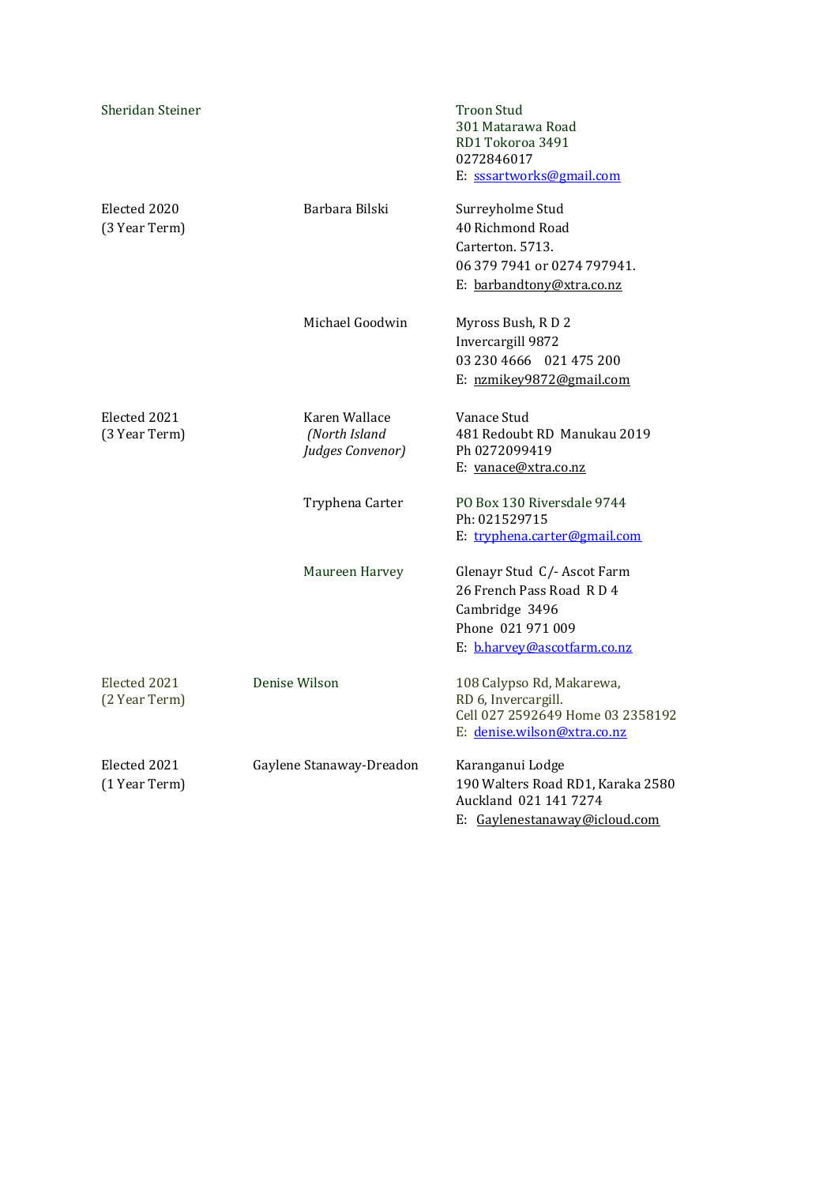| | | |
|---|---|---|
| Sheridan Steiner | | Troon Stud<br>301 Matarawa Road<br>RD1 Tokoroa 3491<br>0272846017<br>E: sssartworks@gmail.com |
| Elected 2020<br>(3 Year Term) | Barbara Bilski | Surreyholme Stud<br>40 Richmond Road<br>Carterton. 5713.<br>06 379 7941 or 0274 797941.<br>E: barbandtony@xtra.co.nz |
| | Michael Goodwin | Myross Bush, R D 2<br>Invercargill 9872<br>03 230 4666 021 475 200<br>E: nzmikey9872@gmail.com |
| Elected 2021<br>(3 Year Term) | Karen Wallace<br>*(North Island Judges Convenor)* | Vanace Stud<br>481 Redoubt RD Manukau 2019<br>Ph 0272099419<br>E: vanace@xtra.co.nz |
| | Tryphena Carter | PO Box 130 Riversdale 9744<br>Ph: 021529715<br>E: tryphena.carter@gmail.com |
| | Maureen Harvey | Glenayr Stud C/- Ascot Farm<br>26 French Pass Road R D 4<br>Cambridge 3496<br>Phone 021 971 009<br>E: b.harvey@ascotfarm.co.nz |
| Elected 2021<br>(2 Year Term) | Denise Wilson | 108 Calypso Rd, Makarewa,<br>RD 6, Invercargill.<br>Cell 027 2592649 Home 03 2358192<br>E: denise.wilson@xtra.co.nz |
| Elected 2021<br>(1 Year Term) | Gaylene Stanaway-Dreadon | Karanganui Lodge<br>190 Walters Road RD1, Karaka 2580<br>Auckland 021 141 7274<br>E: Gaylenestanaway@icloud.com |